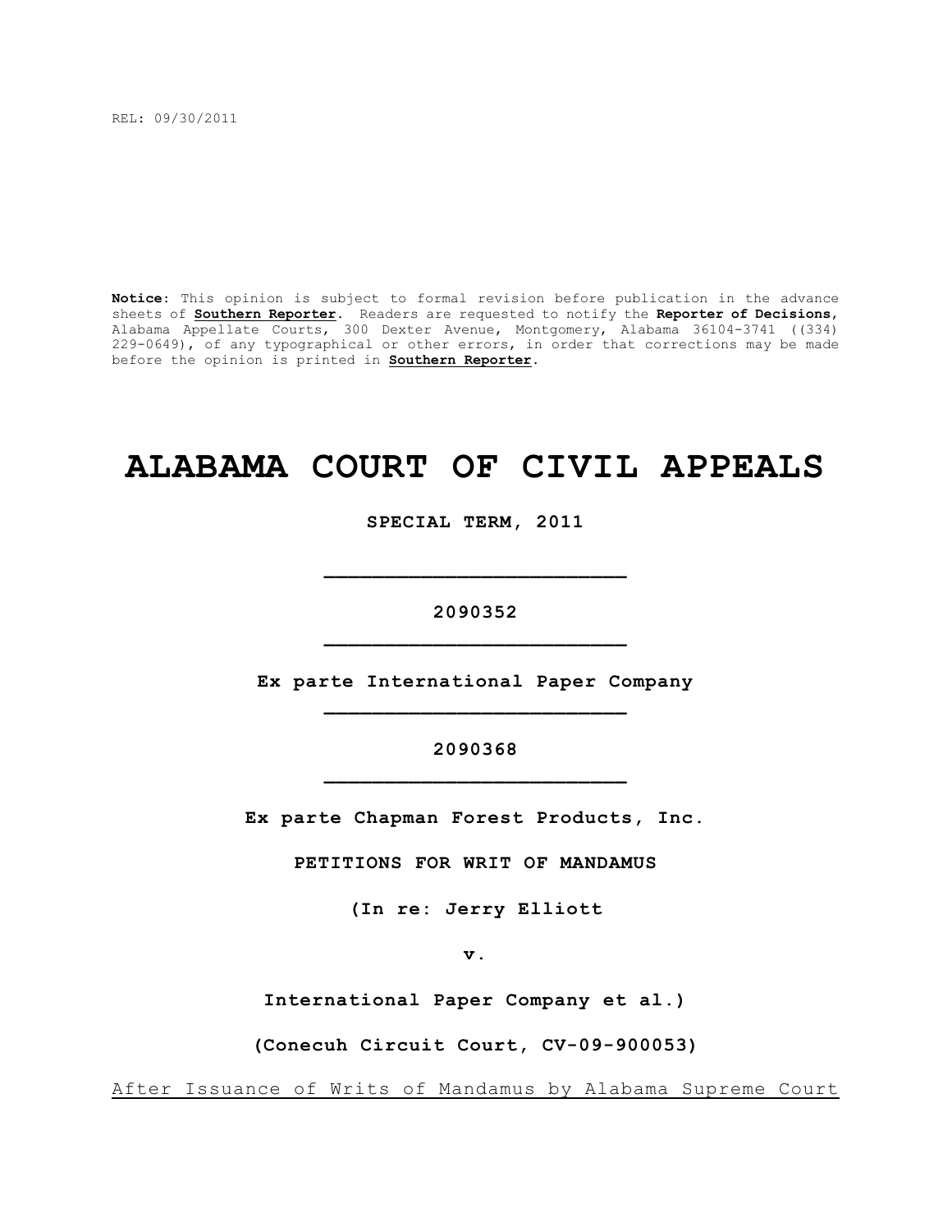REL: 09/30/2011

**Notice**: This opinion is subject to formal revision before publication in the advance sheets of **Southern Reporter**. Readers are requested to notify the **Reporter of Decisions**, Alabama Appellate Courts, 300 Dexter Avenue, Montgomery, Alabama 36104-3741 ((334) 229-0649), of any typographical or other errors, in order that corrections may be made before the opinion is printed in **Southern Reporter**.

# ALABAMA COURT OF CIVIL APPEALS

**SPECIAL TERM, 2011**

_________________________

**2090352**

_________________________

**Ex parte International Paper Company**

_________________________

**2090368**

_________________________

**Ex parte Chapman Forest Products, Inc.**

**PETITIONS FOR WRIT OF MANDAMUS**

**(In re: Jerry Elliott**

**v.**

**International Paper Company et al.)**

**(Conecuh Circuit Court, CV-09-900053)**

<u>After Issuance of Writs of Mandamus by Alabama Supreme Court</u>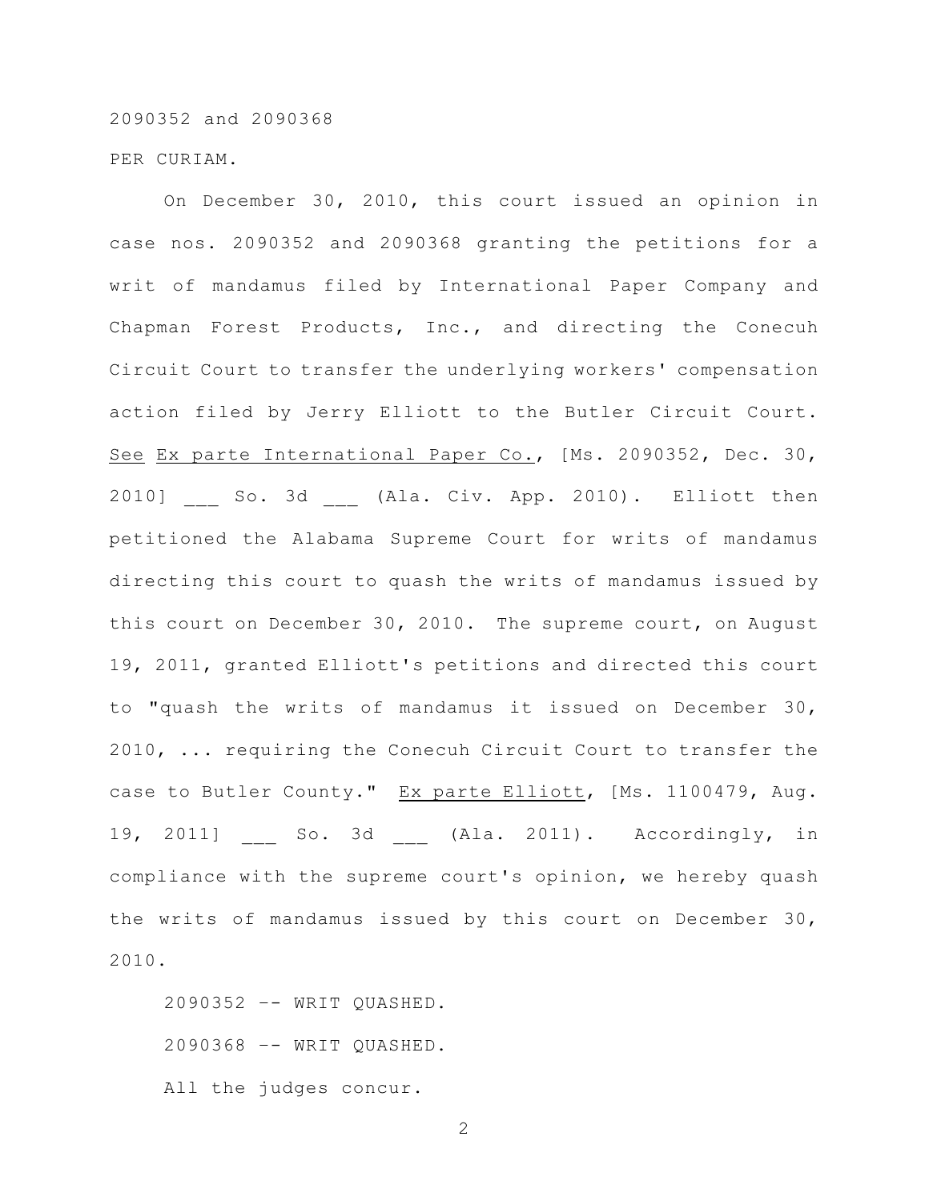2090352 and 2090368

PER CURIAM.

On December 30, 2010, this court issued an opinion in case nos. 2090352 and 2090368 granting the petitions for a writ of mandamus filed by International Paper Company and Chapman Forest Products, Inc., and directing the Conecuh Circuit Court to transfer the underlying workers' compensation action filed by Jerry Elliott to the Butler Circuit Court. See Ex parte International Paper Co., [Ms. 2090352, Dec. 30, 2010] ___ So. 3d ___ (Ala. Civ. App. 2010). Elliott then petitioned the Alabama Supreme Court for writs of mandamus directing this court to quash the writs of mandamus issued by this court on December 30, 2010. The supreme court, on August 19, 2011, granted Elliott's petitions and directed this court to "quash the writs of mandamus it issued on December 30, 2010, ... requiring the Conecuh Circuit Court to transfer the case to Butler County." Ex parte Elliott, [Ms. 1100479, Aug. 19, 2011] ___ So. 3d ___ (Ala. 2011). Accordingly, in compliance with the supreme court's opinion, we hereby quash the writs of mandamus issued by this court on December 30, 2010.

2090352 -- WRIT QUASHED.

2090368 -- WRIT QUASHED.

All the judges concur.